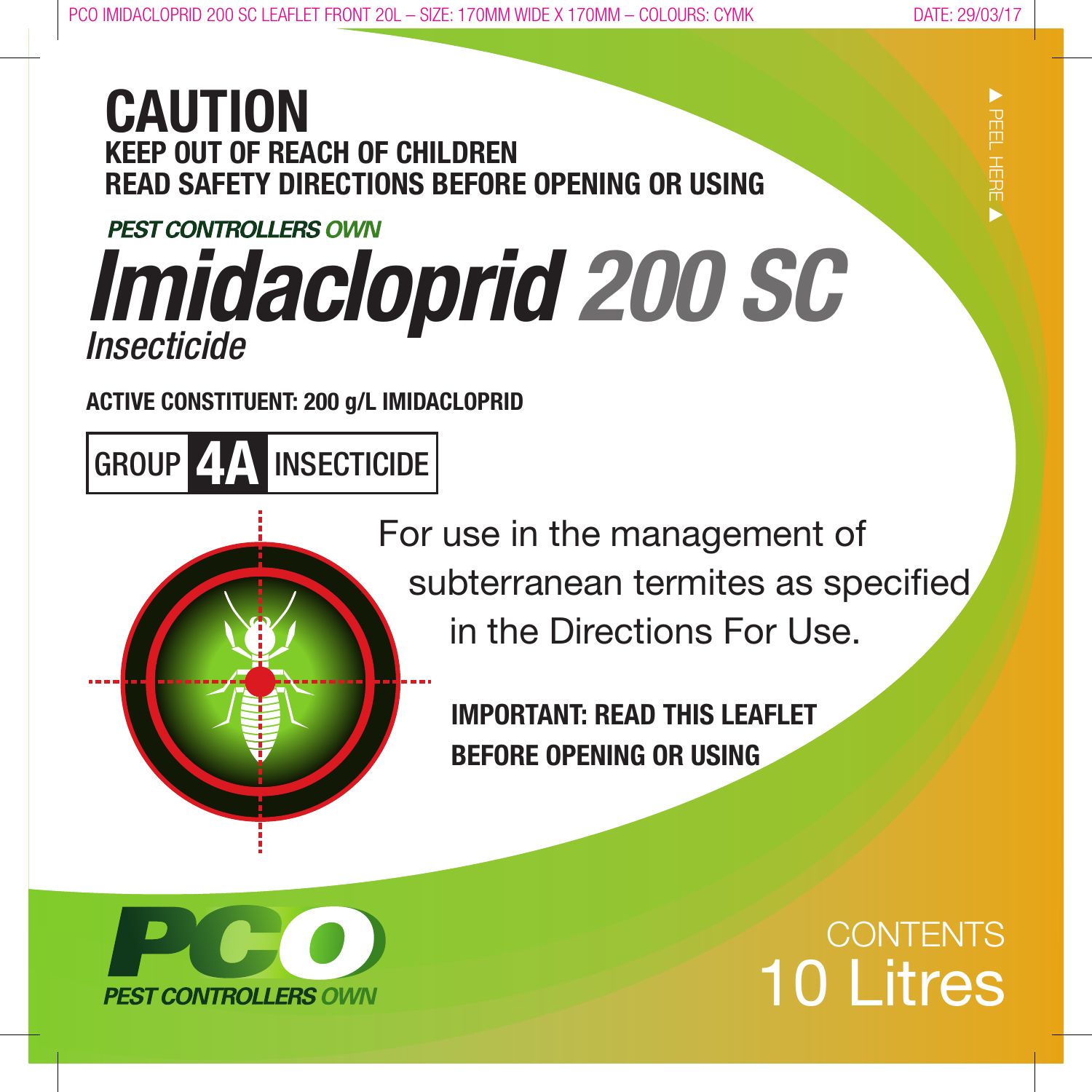# CAUTION

**KEEP OUT OF REACH OF CHILDREN**
**READ SAFETY DIRECTIONS BEFORE OPENING OR USING**

*PEST CONTROLLERS OWN*

# *Imidacloprid 200 SC*

*Insecticide*

**ACTIVE CONSTITUENT: 200 g/L IMIDACLOPRID**

**GROUP 4A INSECTICIDE**

For use in the management of subterranean termites as specified in the Directions For Use.

**IMPORTANT: READ THIS LEAFLET BEFORE OPENING OR USING**

PCO
*PEST CONTROLLERS OWN*

CONTENTS
10 Litres

▶ PEEL HERE ▶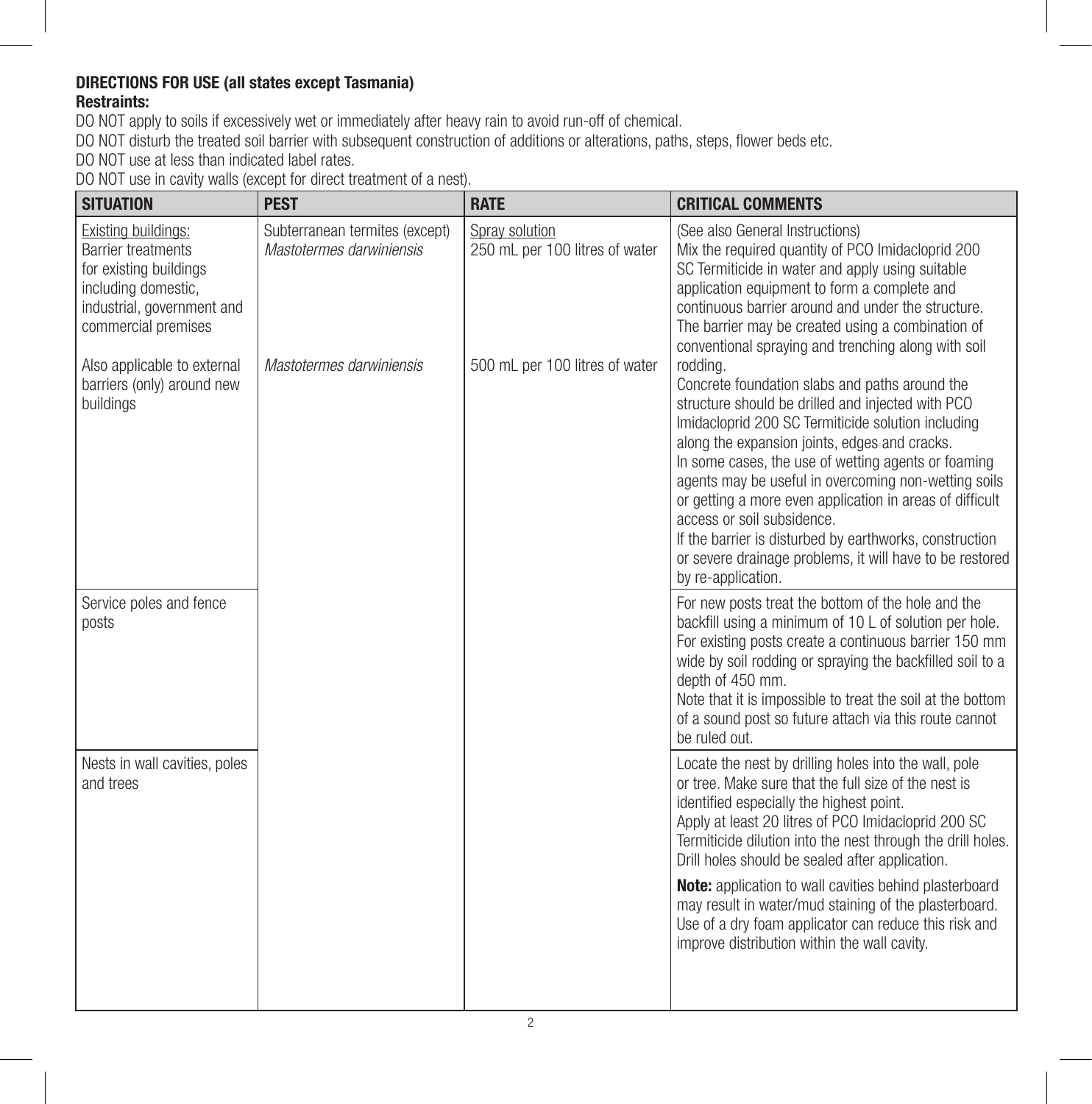**DIRECTIONS FOR USE (all states except Tasmania)**

**Restraints:**

DO NOT apply to soils if excessively wet or immediately after heavy rain to avoid run-off of chemical.

DO NOT disturb the treated soil barrier with subsequent construction of additions or alterations, paths, steps, flower beds etc.

DO NOT use at less than indicated label rates.

DO NOT use in cavity walls (except for direct treatment of a nest).

| SITUATION | PEST | RATE | CRITICAL COMMENTS |
|---|---|---|---|
| Existing buildings: Barrier treatments for existing buildings including domestic, industrial, government and commercial premises<br><br>Also applicable to external barriers (only) around new buildings | Subterranean termites (except) *Mastotermes darwiniensis*<br><br>*Mastotermes darwiniensis* | Spray solution 250 mL per 100 litres of water<br><br>500 mL per 100 litres of water | (See also General Instructions) Mix the required quantity of PCO Imidacloprid 200 SC Termiticide in water and apply using suitable application equipment to form a complete and continuous barrier around and under the structure. The barrier may be created using a combination of conventional spraying and trenching along with soil rodding.<br>Concrete foundation slabs and paths around the structure should be drilled and injected with PCO Imidacloprid 200 SC Termiticide solution including along the expansion joints, edges and cracks.<br>In some cases, the use of wetting agents or foaming agents may be useful in overcoming non-wetting soils or getting a more even application in areas of difficult access or soil subsidence.<br>If the barrier is disturbed by earthworks, construction or severe drainage problems, it will have to be restored by re-application. |
| Service poles and fence posts | | | For new posts treat the bottom of the hole and the backfill using a minimum of 10 L of solution per hole. For existing posts create a continuous barrier 150 mm wide by soil rodding or spraying the backfilled soil to a depth of 450 mm.<br>Note that it is impossible to treat the soil at the bottom of a sound post so future attach via this route cannot be ruled out. |
| Nests in wall cavities, poles and trees | | | Locate the nest by drilling holes into the wall, pole or tree. Make sure that the full size of the nest is identified especially the highest point.<br>Apply at least 20 litres of PCO Imidacloprid 200 SC Termiticide dilution into the nest through the drill holes. Drill holes should be sealed after application.<br><br>**Note:** application to wall cavities behind plasterboard may result in water/mud staining of the plasterboard. Use of a dry foam applicator can reduce this risk and improve distribution within the wall cavity. |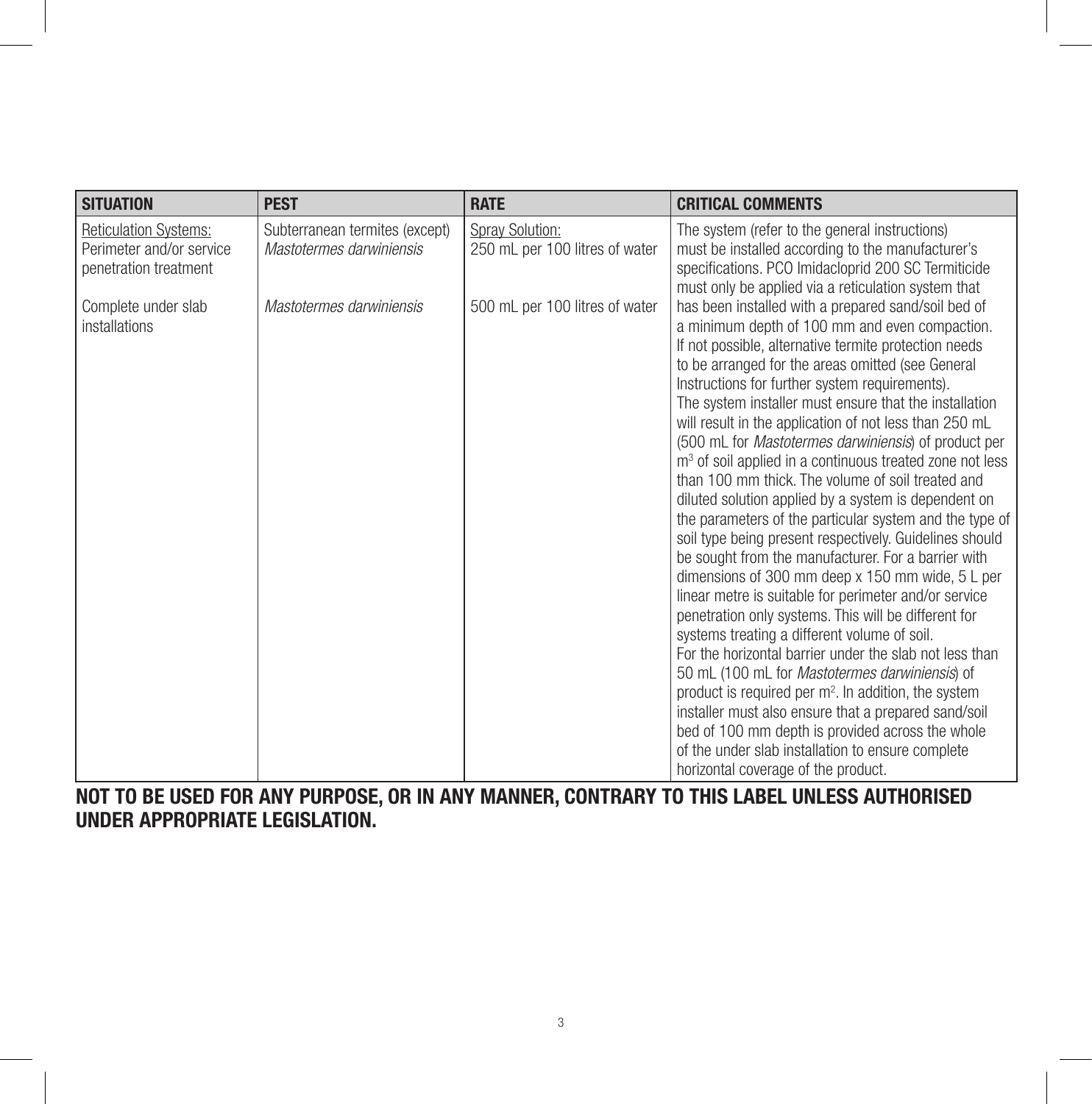| SITUATION | PEST | RATE | CRITICAL COMMENTS |
|---|---|---|---|
| Reticulation Systems: Perimeter and/or service penetration treatment<br><br>Complete under slab installations | Subterranean termites (except) *Mastotermes darwiniensis*<br><br>*Mastotermes darwiniensis* | Spray Solution: 250 mL per 100 litres of water<br><br>500 mL per 100 litres of water | The system (refer to the general instructions) must be installed according to the manufacturer's specifications. PCO Imidacloprid 200 SC Termiticide must only be applied via a reticulation system that has been installed with a prepared sand/soil bed of a minimum depth of 100 mm and even compaction. If not possible, alternative termite protection needs to be arranged for the areas omitted (see General Instructions for further system requirements).<br>The system installer must ensure that the installation will result in the application of not less than 250 mL (500 mL for *Mastotermes darwiniensis*) of product per $m^3$ of soil applied in a continuous treated zone not less than 100 mm thick. The volume of soil treated and diluted solution applied by a system is dependent on the parameters of the particular system and the type of soil type being present respectively. Guidelines should be sought from the manufacturer. For a barrier with dimensions of 300 mm deep x 150 mm wide, 5 L per linear metre is suitable for perimeter and/or service penetration only systems. This will be different for systems treating a different volume of soil.<br>For the horizontal barrier under the slab not less than 50 mL (100 mL for *Mastotermes darwiniensis*) of product is required per $m^2$. In addition, the system installer must also ensure that a prepared sand/soil bed of 100 mm depth is provided across the whole of the under slab installation to ensure complete horizontal coverage of the product. |

**NOT TO BE USED FOR ANY PURPOSE, OR IN ANY MANNER, CONTRARY TO THIS LABEL UNLESS AUTHORISED UNDER APPROPRIATE LEGISLATION.**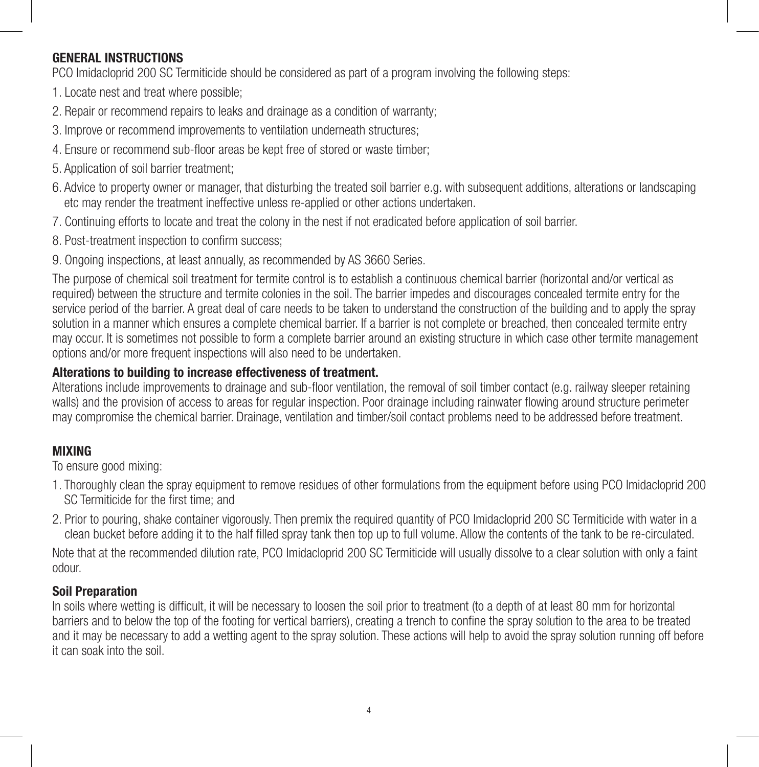## GENERAL INSTRUCTIONS

PCO Imidacloprid 200 SC Termiticide should be considered as part of a program involving the following steps:

1. Locate nest and treat where possible;
2. Repair or recommend repairs to leaks and drainage as a condition of warranty;
3. Improve or recommend improvements to ventilation underneath structures;
4. Ensure or recommend sub-floor areas be kept free of stored or waste timber;
5. Application of soil barrier treatment;
6. Advice to property owner or manager, that disturbing the treated soil barrier e.g. with subsequent additions, alterations or landscaping etc may render the treatment ineffective unless re-applied or other actions undertaken.
7. Continuing efforts to locate and treat the colony in the nest if not eradicated before application of soil barrier.
8. Post-treatment inspection to confirm success;
9. Ongoing inspections, at least annually, as recommended by AS 3660 Series.

The purpose of chemical soil treatment for termite control is to establish a continuous chemical barrier (horizontal and/or vertical as required) between the structure and termite colonies in the soil. The barrier impedes and discourages concealed termite entry for the service period of the barrier. A great deal of care needs to be taken to understand the construction of the building and to apply the spray solution in a manner which ensures a complete chemical barrier. If a barrier is not complete or breached, then concealed termite entry may occur. It is sometimes not possible to form a complete barrier around an existing structure in which case other termite management options and/or more frequent inspections will also need to be undertaken.

### Alterations to building to increase effectiveness of treatment.

Alterations include improvements to drainage and sub-floor ventilation, the removal of soil timber contact (e.g. railway sleeper retaining walls) and the provision of access to areas for regular inspection. Poor drainage including rainwater flowing around structure perimeter may compromise the chemical barrier. Drainage, ventilation and timber/soil contact problems need to be addressed before treatment.

## MIXING

To ensure good mixing:

1. Thoroughly clean the spray equipment to remove residues of other formulations from the equipment before using PCO Imidacloprid 200 SC Termiticide for the first time; and
2. Prior to pouring, shake container vigorously. Then premix the required quantity of PCO Imidacloprid 200 SC Termiticide with water in a clean bucket before adding it to the half filled spray tank then top up to full volume. Allow the contents of the tank to be re-circulated.

Note that at the recommended dilution rate, PCO Imidacloprid 200 SC Termiticide will usually dissolve to a clear solution with only a faint odour.

### Soil Preparation

In soils where wetting is difficult, it will be necessary to loosen the soil prior to treatment (to a depth of at least 80 mm for horizontal barriers and to below the top of the footing for vertical barriers), creating a trench to confine the spray solution to the area to be treated and it may be necessary to add a wetting agent to the spray solution. These actions will help to avoid the spray solution running off before it can soak into the soil.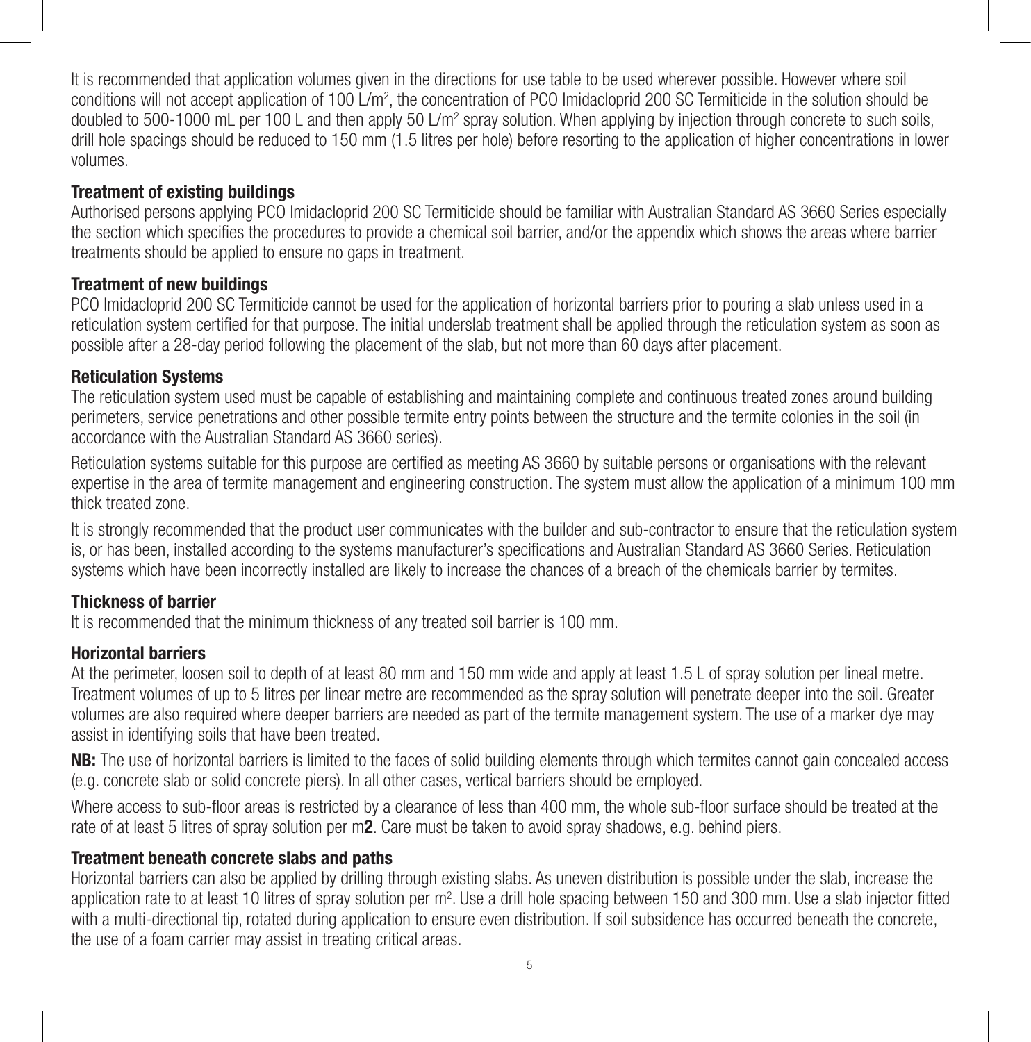It is recommended that application volumes given in the directions for use table to be used wherever possible. However where soil conditions will not accept application of 100 L/$m^2$, the concentration of PCO Imidacloprid 200 SC Termiticide in the solution should be doubled to 500-1000 mL per 100 L and then apply 50 L/$m^2$ spray solution. When applying by injection through concrete to such soils, drill hole spacings should be reduced to 150 mm (1.5 litres per hole) before resorting to the application of higher concentrations in lower volumes.

### Treatment of existing buildings

Authorised persons applying PCO Imidacloprid 200 SC Termiticide should be familiar with Australian Standard AS 3660 Series especially the section which specifies the procedures to provide a chemical soil barrier, and/or the appendix which shows the areas where barrier treatments should be applied to ensure no gaps in treatment.

### Treatment of new buildings

PCO Imidacloprid 200 SC Termiticide cannot be used for the application of horizontal barriers prior to pouring a slab unless used in a reticulation system certified for that purpose. The initial underslab treatment shall be applied through the reticulation system as soon as possible after a 28-day period following the placement of the slab, but not more than 60 days after placement.

### Reticulation Systems

The reticulation system used must be capable of establishing and maintaining complete and continuous treated zones around building perimeters, service penetrations and other possible termite entry points between the structure and the termite colonies in the soil (in accordance with the Australian Standard AS 3660 series).

Reticulation systems suitable for this purpose are certified as meeting AS 3660 by suitable persons or organisations with the relevant expertise in the area of termite management and engineering construction. The system must allow the application of a minimum 100 mm thick treated zone.

It is strongly recommended that the product user communicates with the builder and sub-contractor to ensure that the reticulation system is, or has been, installed according to the systems manufacturer's specifications and Australian Standard AS 3660 Series. Reticulation systems which have been incorrectly installed are likely to increase the chances of a breach of the chemicals barrier by termites.

### Thickness of barrier

It is recommended that the minimum thickness of any treated soil barrier is 100 mm.

### Horizontal barriers

At the perimeter, loosen soil to depth of at least 80 mm and 150 mm wide and apply at least 1.5 L of spray solution per lineal metre. Treatment volumes of up to 5 litres per linear metre are recommended as the spray solution will penetrate deeper into the soil. Greater volumes are also required where deeper barriers are needed as part of the termite management system. The use of a marker dye may assist in identifying soils that have been treated.

**NB:** The use of horizontal barriers is limited to the faces of solid building elements through which termites cannot gain concealed access (e.g. concrete slab or solid concrete piers). In all other cases, vertical barriers should be employed.

Where access to sub-floor areas is restricted by a clearance of less than 400 mm, the whole sub-floor surface should be treated at the rate of at least 5 litres of spray solution per m**2**. Care must be taken to avoid spray shadows, e.g. behind piers.

### Treatment beneath concrete slabs and paths

Horizontal barriers can also be applied by drilling through existing slabs. As uneven distribution is possible under the slab, increase the application rate to at least 10 litres of spray solution per $m^2$. Use a drill hole spacing between 150 and 300 mm. Use a slab injector fitted with a multi-directional tip, rotated during application to ensure even distribution. If soil subsidence has occurred beneath the concrete, the use of a foam carrier may assist in treating critical areas.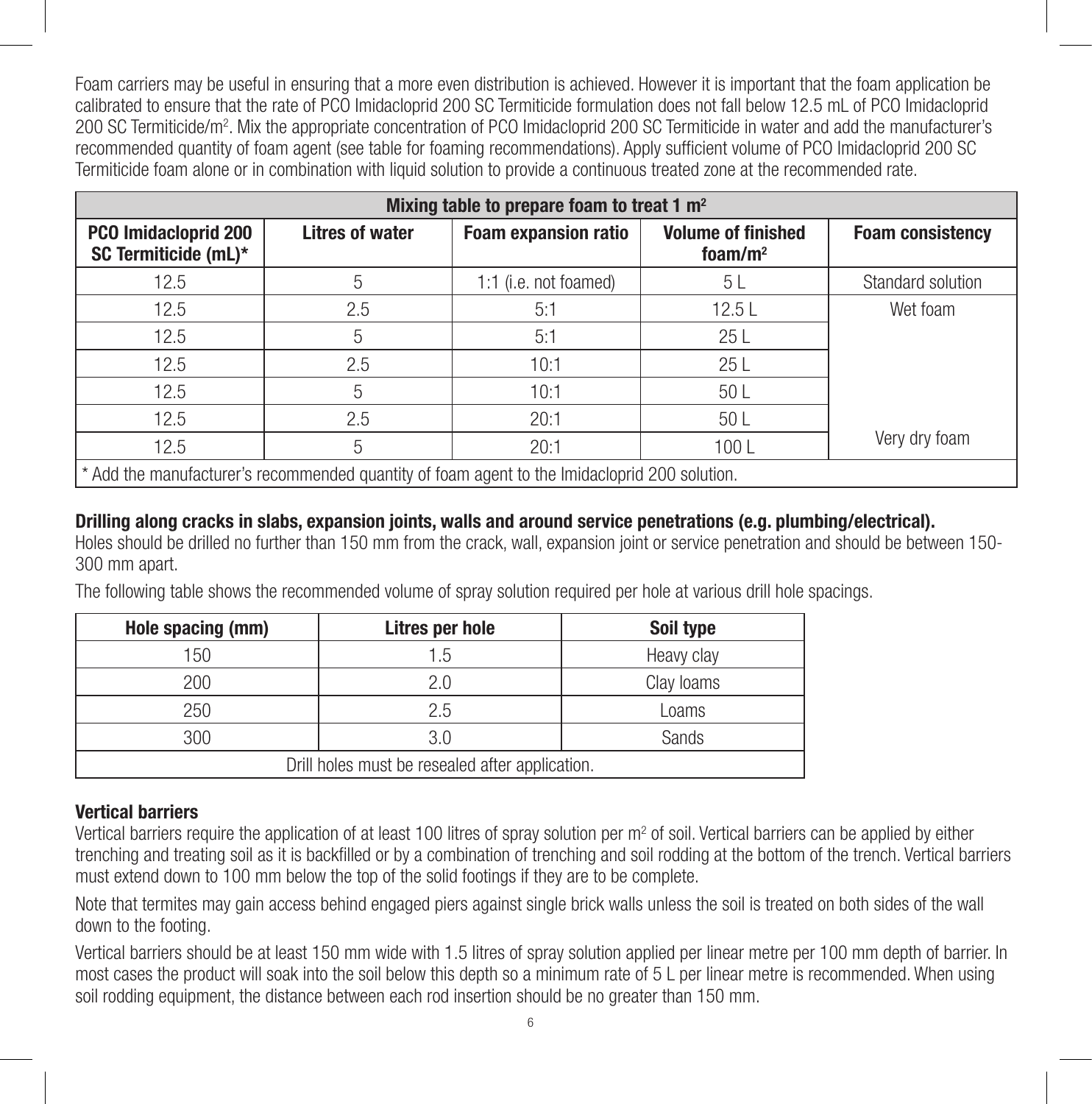Foam carriers may be useful in ensuring that a more even distribution is achieved. However it is important that the foam application be calibrated to ensure that the rate of PCO Imidacloprid 200 SC Termiticide formulation does not fall below 12.5 mL of PCO Imidacloprid 200 SC Termiticide/m$^2$. Mix the appropriate concentration of PCO Imidacloprid 200 SC Termiticide in water and add the manufacturer's recommended quantity of foam agent (see table for foaming recommendations). Apply sufficient volume of PCO Imidacloprid 200 SC Termiticide foam alone or in combination with liquid solution to provide a continuous treated zone at the recommended rate.

| Mixing table to prepare foam to treat 1 m$^2$ | | | | |
|---|---|---|---|---|
| **PCO Imidacloprid 200 SC Termiticide (mL)*** | **Litres of water** | **Foam expansion ratio** | **Volume of finished foam/m$^2$** | **Foam consistency** |
| 12.5 | 5 | 1:1 (i.e. not foamed) | 5 L | Standard solution |
| 12.5 | 2.5 | 5:1 | 12.5 L | Wet foam |
| 12.5 | 5 | 5:1 | 25 L | |
| 12.5 | 2.5 | 10:1 | 25 L | |
| 12.5 | 5 | 10:1 | 50 L | |
| 12.5 | 2.5 | 20:1 | 50 L | |
| 12.5 | 5 | 20:1 | 100 L | Very dry foam |
| * Add the manufacturer's recommended quantity of foam agent to the Imidacloprid 200 solution. | | | | |

**Drilling along cracks in slabs, expansion joints, walls and around service penetrations (e.g. plumbing/electrical).**

Holes should be drilled no further than 150 mm from the crack, wall, expansion joint or service penetration and should be between 150-300 mm apart.

The following table shows the recommended volume of spray solution required per hole at various drill hole spacings.

| Hole spacing (mm) | Litres per hole | Soil type |
|---|---|---|
| 150 | 1.5 | Heavy clay |
| 200 | 2.0 | Clay loams |
| 250 | 2.5 | Loams |
| 300 | 3.0 | Sands |
| Drill holes must be resealed after application. | | |

**Vertical barriers**

Vertical barriers require the application of at least 100 litres of spray solution per m$^2$ of soil. Vertical barriers can be applied by either trenching and treating soil as it is backfilled or by a combination of trenching and soil rodding at the bottom of the trench. Vertical barriers must extend down to 100 mm below the top of the solid footings if they are to be complete.

Note that termites may gain access behind engaged piers against single brick walls unless the soil is treated on both sides of the wall down to the footing.

Vertical barriers should be at least 150 mm wide with 1.5 litres of spray solution applied per linear metre per 100 mm depth of barrier. In most cases the product will soak into the soil below this depth so a minimum rate of 5 L per linear metre is recommended. When using soil rodding equipment, the distance between each rod insertion should be no greater than 150 mm.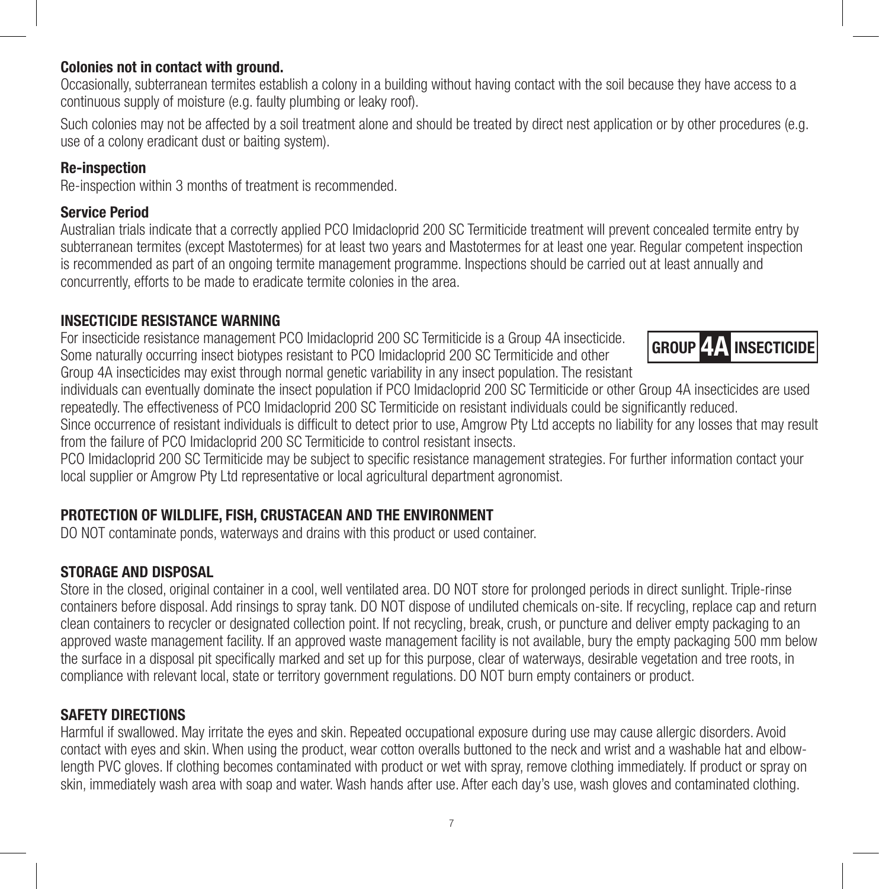**Colonies not in contact with ground.**
Occasionally, subterranean termites establish a colony in a building without having contact with the soil because they have access to a continuous supply of moisture (e.g. faulty plumbing or leaky roof).

Such colonies may not be affected by a soil treatment alone and should be treated by direct nest application or by other procedures (e.g. use of a colony eradicant dust or baiting system).

**Re-inspection**
Re-inspection within 3 months of treatment is recommended.

**Service Period**
Australian trials indicate that a correctly applied PCO Imidacloprid 200 SC Termiticide treatment will prevent concealed termite entry by subterranean termites (except Mastotermes) for at least two years and Mastotermes for at least one year. Regular competent inspection is recommended as part of an ongoing termite management programme. Inspections should be carried out at least annually and concurrently, efforts to be made to eradicate termite colonies in the area.

## INSECTICIDE RESISTANCE WARNING

**GROUP 4A INSECTICIDE**

For insecticide resistance management PCO Imidacloprid 200 SC Termiticide is a Group 4A insecticide. Some naturally occurring insect biotypes resistant to PCO Imidacloprid 200 SC Termiticide and other Group 4A insecticides may exist through normal genetic variability in any insect population. The resistant individuals can eventually dominate the insect population if PCO Imidacloprid 200 SC Termiticide or other Group 4A insecticides are used repeatedly. The effectiveness of PCO Imidacloprid 200 SC Termiticide on resistant individuals could be significantly reduced.
Since occurrence of resistant individuals is difficult to detect prior to use, Amgrow Pty Ltd accepts no liability for any losses that may result from the failure of PCO Imidacloprid 200 SC Termiticide to control resistant insects.
PCO Imidacloprid 200 SC Termiticide may be subject to specific resistance management strategies. For further information contact your local supplier or Amgrow Pty Ltd representative or local agricultural department agronomist.

## PROTECTION OF WILDLIFE, FISH, CRUSTACEAN AND THE ENVIRONMENT

DO NOT contaminate ponds, waterways and drains with this product or used container.

## STORAGE AND DISPOSAL

Store in the closed, original container in a cool, well ventilated area. DO NOT store for prolonged periods in direct sunlight. Triple-rinse containers before disposal. Add rinsings to spray tank. DO NOT dispose of undiluted chemicals on-site. If recycling, replace cap and return clean containers to recycler or designated collection point. If not recycling, break, crush, or puncture and deliver empty packaging to an approved waste management facility. If an approved waste management facility is not available, bury the empty packaging 500 mm below the surface in a disposal pit specifically marked and set up for this purpose, clear of waterways, desirable vegetation and tree roots, in compliance with relevant local, state or territory government regulations. DO NOT burn empty containers or product.

## SAFETY DIRECTIONS

Harmful if swallowed. May irritate the eyes and skin. Repeated occupational exposure during use may cause allergic disorders. Avoid contact with eyes and skin. When using the product, wear cotton overalls buttoned to the neck and wrist and a washable hat and elbow-length PVC gloves. If clothing becomes contaminated with product or wet with spray, remove clothing immediately. If product or spray on skin, immediately wash area with soap and water. Wash hands after use. After each day's use, wash gloves and contaminated clothing.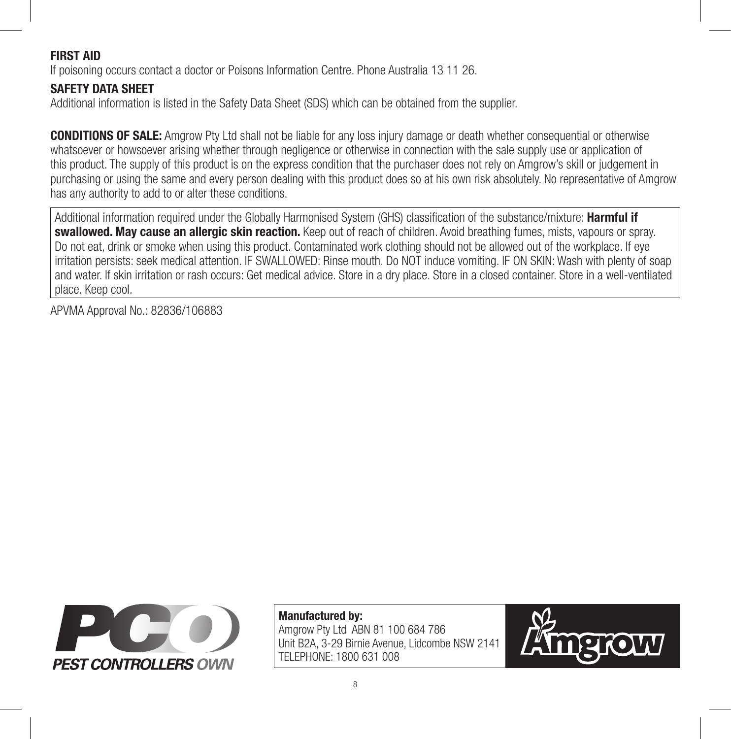**FIRST AID**

If poisoning occurs contact a doctor or Poisons Information Centre. Phone Australia 13 11 26.

**SAFETY DATA SHEET**

Additional information is listed in the Safety Data Sheet (SDS) which can be obtained from the supplier.

**CONDITIONS OF SALE:** Amgrow Pty Ltd shall not be liable for any loss injury damage or death whether consequential or otherwise whatsoever or howsoever arising whether through negligence or otherwise in connection with the sale supply use or application of this product. The supply of this product is on the express condition that the purchaser does not rely on Amgrow's skill or judgement in purchasing or using the same and every person dealing with this product does so at his own risk absolutely. No representative of Amgrow has any authority to add to or alter these conditions.

Additional information required under the Globally Harmonised System (GHS) classification of the substance/mixture: **Harmful if swallowed. May cause an allergic skin reaction.** Keep out of reach of children. Avoid breathing fumes, mists, vapours or spray. Do not eat, drink or smoke when using this product. Contaminated work clothing should not be allowed out of the workplace. If eye irritation persists: seek medical attention. IF SWALLOWED: Rinse mouth. Do NOT induce vomiting. IF ON SKIN: Wash with plenty of soap and water. If skin irritation or rash occurs: Get medical advice. Store in a dry place. Store in a closed container. Store in a well-ventilated place. Keep cool.

APVMA Approval No.: 82836/106883

PCO PEST CONTROLLERS OWN

**Manufactured by:**
Amgrow Pty Ltd ABN 81 100 684 786
Unit B2A, 3-29 Birnie Avenue, Lidcombe NSW 2141
TELEPHONE: 1800 631 008

Amgrow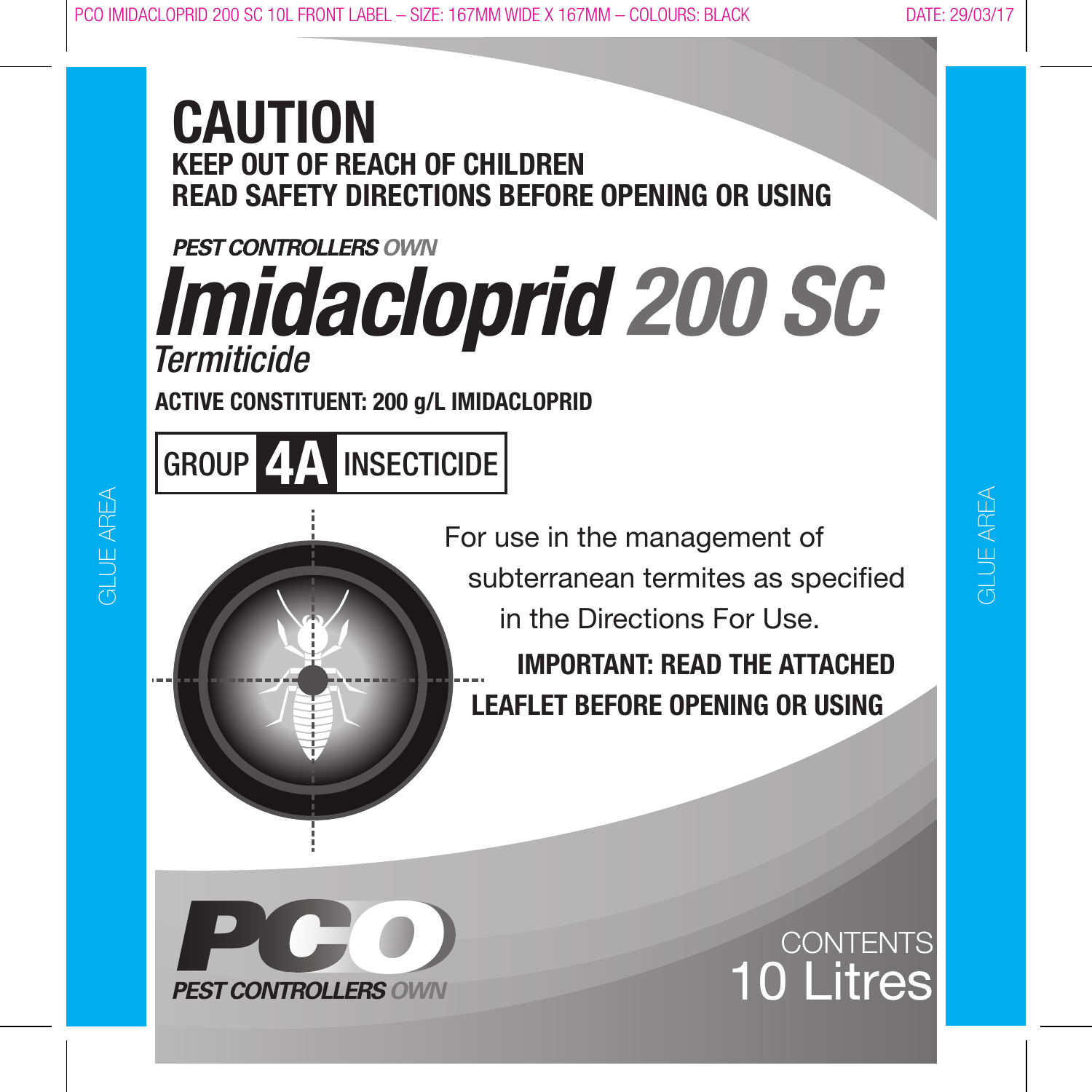PCO IMIDACLOPRID 200 SC 10L FRONT LABEL – SIZE: 167MM WIDE X 167MM – COLOURS: BLACK

DATE: 29/03/17

# CAUTION

**KEEP OUT OF REACH OF CHILDREN**
**READ SAFETY DIRECTIONS BEFORE OPENING OR USING**

***PEST CONTROLLERS OWN***

# *Imidacloprid 200 SC*

*Termiticide*

**ACTIVE CONSTITUENT: 200 g/L IMIDACLOPRID**

**GROUP 4A INSECTICIDE**

For use in the management of subterranean termites as specified in the Directions For Use.

**IMPORTANT: READ THE ATTACHED LEAFLET BEFORE OPENING OR USING**

**PCO**
***PEST CONTROLLERS OWN***

CONTENTS
10 Litres

GLUE AREA

GLUE AREA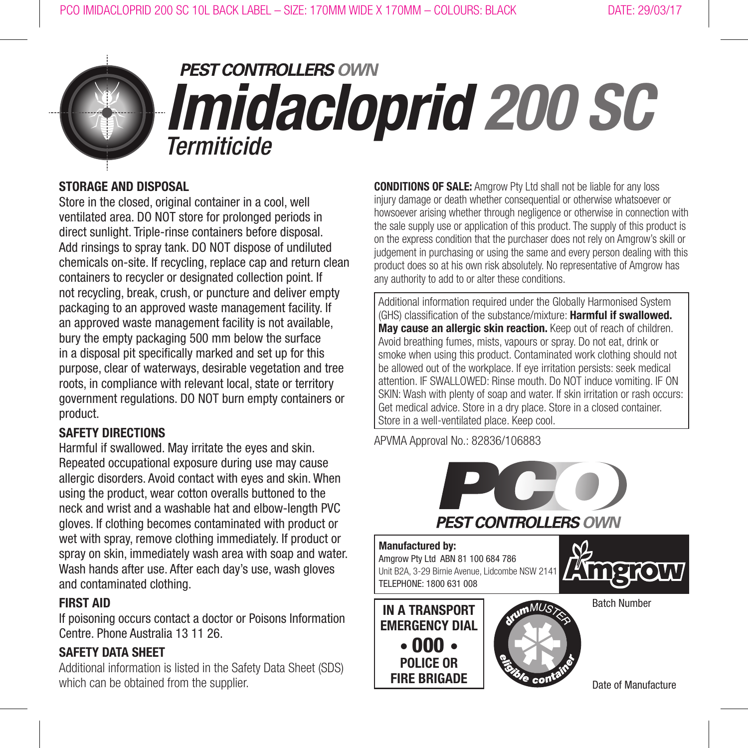PCO IMIDACLOPRID 200 SC 10L BACK LABEL – SIZE: 170MM WIDE X 170MM – COLOURS: BLACK DATE: 29/03/17

**PEST CONTROLLERS OWN**

# Imidacloprid 200 SC

*Termiticide*

## STORAGE AND DISPOSAL

Store in the closed, original container in a cool, well ventilated area. DO NOT store for prolonged periods in direct sunlight. Triple-rinse containers before disposal. Add rinsings to spray tank. DO NOT dispose of undiluted chemicals on-site. If recycling, replace cap and return clean containers to recycler or designated collection point. If not recycling, break, crush, or puncture and deliver empty packaging to an approved waste management facility. If an approved waste management facility is not available, bury the empty packaging 500 mm below the surface in a disposal pit specifically marked and set up for this purpose, clear of waterways, desirable vegetation and tree roots, in compliance with relevant local, state or territory government regulations. DO NOT burn empty containers or product.

## SAFETY DIRECTIONS

Harmful if swallowed. May irritate the eyes and skin. Repeated occupational exposure during use may cause allergic disorders. Avoid contact with eyes and skin. When using the product, wear cotton overalls buttoned to the neck and wrist and a washable hat and elbow-length PVC gloves. If clothing becomes contaminated with product or wet with spray, remove clothing immediately. If product or spray on skin, immediately wash area with soap and water. Wash hands after use. After each day's use, wash gloves and contaminated clothing.

## FIRST AID

If poisoning occurs contact a doctor or Poisons Information Centre. Phone Australia 13 11 26.

## SAFETY DATA SHEET

Additional information is listed in the Safety Data Sheet (SDS) which can be obtained from the supplier.

**CONDITIONS OF SALE:** Amgrow Pty Ltd shall not be liable for any loss injury damage or death whether consequential or otherwise whatsoever or howsoever arising whether through negligence or otherwise in connection with the sale supply use or application of this product. The supply of this product is on the express condition that the purchaser does not rely on Amgrow's skill or judgement in purchasing or using the same and every person dealing with this product does so at his own risk absolutely. No representative of Amgrow has any authority to add to or alter these conditions.

Additional information required under the Globally Harmonised System (GHS) classification of the substance/mixture: **Harmful if swallowed. May cause an allergic skin reaction.** Keep out of reach of children. Avoid breathing fumes, mists, vapours or spray. Do not eat, drink or smoke when using this product. Contaminated work clothing should not be allowed out of the workplace. If eye irritation persists: seek medical attention. IF SWALLOWED: Rinse mouth. Do NOT induce vomiting. IF ON SKIN: Wash with plenty of soap and water. If skin irritation or rash occurs: Get medical advice. Store in a dry place. Store in a closed container. Store in a well-ventilated place. Keep cool.

APVMA Approval No.: 82836/106883

**PCO**
**PEST CONTROLLERS OWN**

**Manufactured by:**
Amgrow Pty Ltd ABN 81 100 684 786
Unit B2A, 3-29 Birnie Avenue, Lidcombe NSW 2141
TELEPHONE: 1800 631 008

**Amgrow**

**IN A TRANSPORT EMERGENCY DIAL**
**• 000 •**
**POLICE OR FIRE BRIGADE**

drumMUSTER eligible container

Batch Number

Date of Manufacture